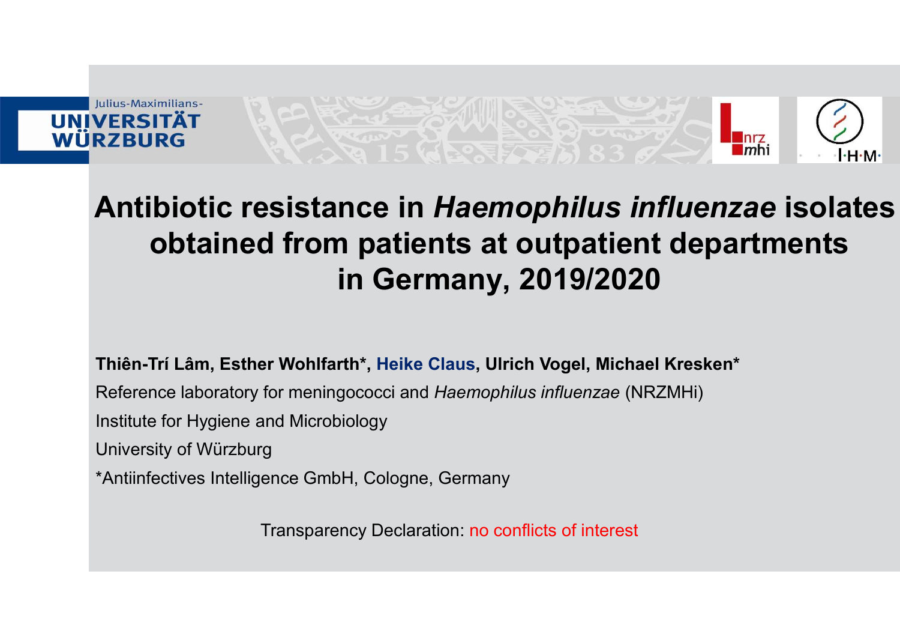Julius-Maximilians-
UNIVERSITÄT
WÜRZBURG

# Antibiotic resistance in *Haemophilus influenzae* isolates obtained from patients at outpatient departments in Germany, 2019/2020

**Thiên-Trí Lâm, Esther Wohlfarth\*, Heike Claus, Ulrich Vogel, Michael Kresken\***

Reference laboratory for meningococci and *Haemophilus influenzae* (NRZMHi)

Institute for Hygiene and Microbiology

University of Würzburg

\*Antiinfectives Intelligence GmbH, Cologne, Germany

Transparency Declaration: no conflicts of interest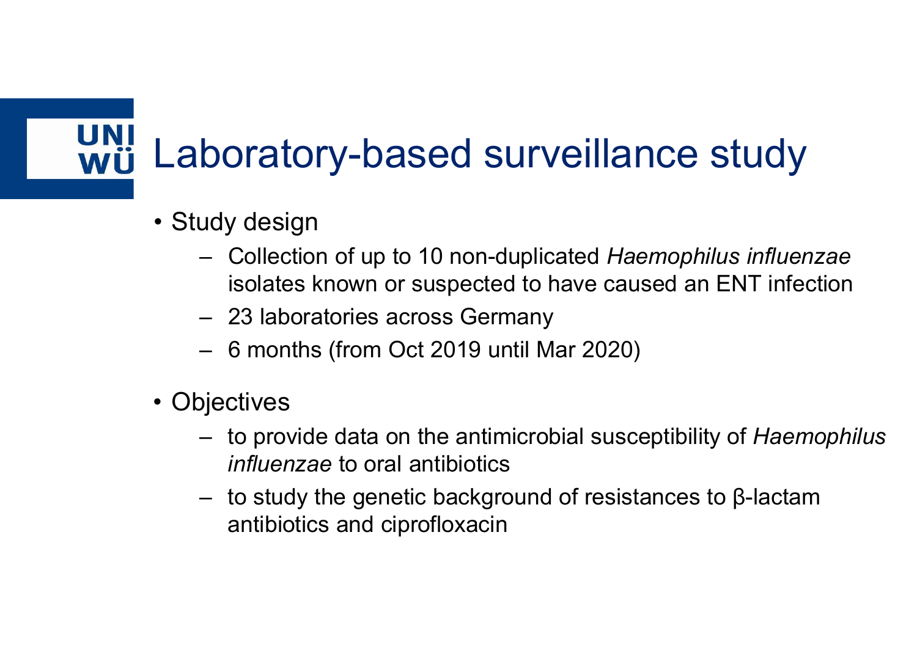# Laboratory-based surveillance study

- Study design
  - Collection of up to 10 non-duplicated *Haemophilus influenzae* isolates known or suspected to have caused an ENT infection
  - 23 laboratories across Germany
  - 6 months (from Oct 2019 until Mar 2020)
- Objectives
  - to provide data on the antimicrobial susceptibility of *Haemophilus influenzae* to oral antibiotics
  - to study the genetic background of resistances to β-lactam antibiotics and ciprofloxacin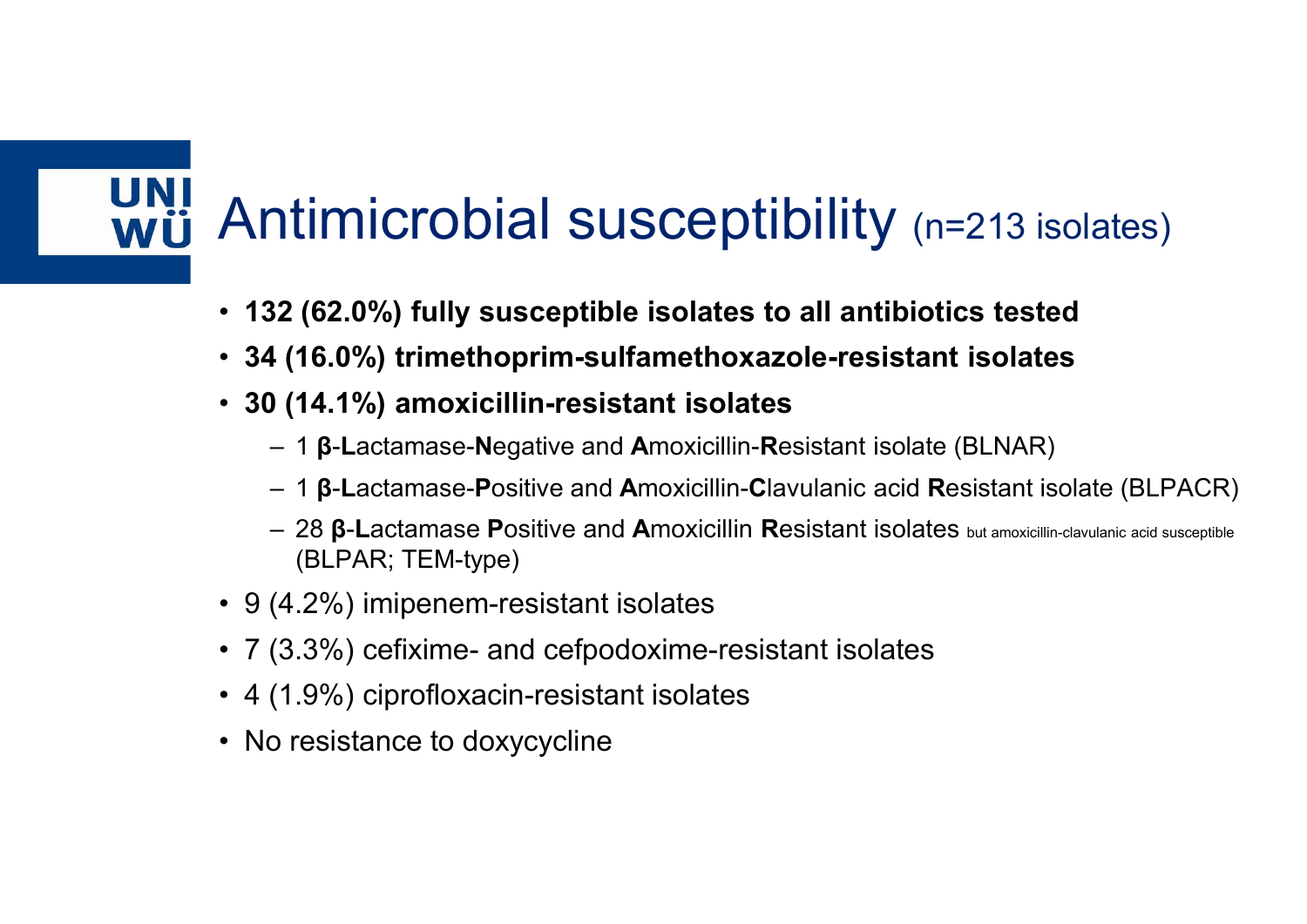# Antimicrobial susceptibility (n=213 isolates)

- **132 (62.0%) fully susceptible isolates to all antibiotics tested**
- **34 (16.0%) trimethoprim-sulfamethoxazole-resistant isolates**
- **30 (14.1%) amoxicillin-resistant isolates**
  - 1 **β**-**L**actamase-**N**egative and **A**moxicillin-**R**esistant isolate (BLNAR)
  - 1 **β**-**L**actamase-**P**ositive and **A**moxicillin-**C**lavulanic acid **R**esistant isolate (BLPACR)
  - 28 **β**-**L**actamase **P**ositive and **A**moxicillin **R**esistant isolates but amoxicillin-clavulanic acid susceptible (BLPAR; TEM-type)
- 9 (4.2%) imipenem-resistant isolates
- 7 (3.3%) cefixime- and cefpodoxime-resistant isolates
- 4 (1.9%) ciprofloxacin-resistant isolates
- No resistance to doxycycline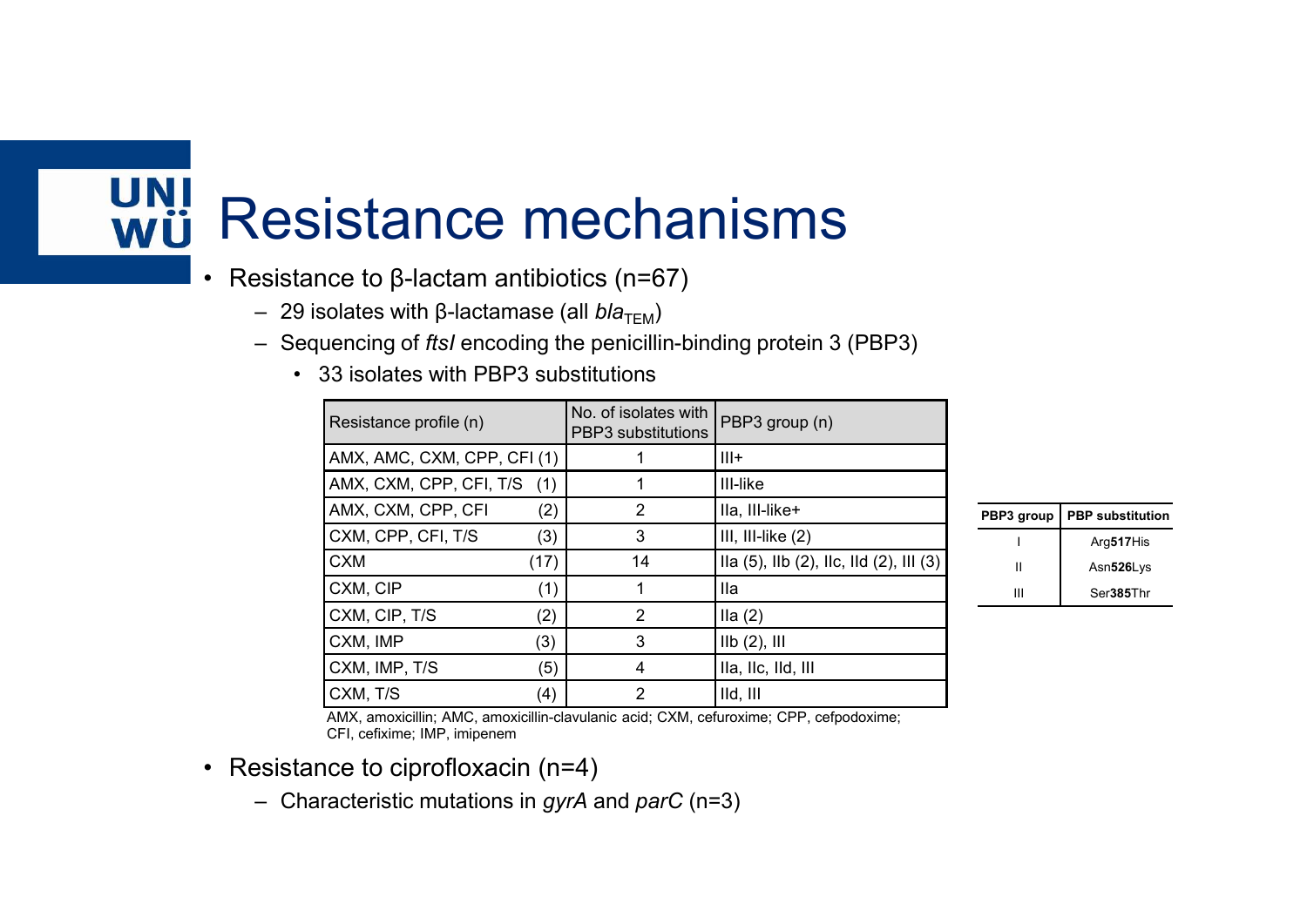# Resistance mechanisms

- Resistance to β-lactam antibiotics (n=67)
  - 29 isolates with β-lactamase (all *bla*$_{TEM}$)
  - Sequencing of *ftsI* encoding the penicillin-binding protein 3 (PBP3)
    - 33 isolates with PBP3 substitutions

| Resistance profile (n) | No. of isolates with PBP3 substitutions | PBP3 group (n) |
|---|---|---|
| AMX, AMC, CXM, CPP, CFI (1) | 1 | III+ |
| AMX, CXM, CPP, CFI, T/S (1) | 1 | III-like |
| AMX, CXM, CPP, CFI (2) | 2 | IIa, III-like+ |
| CXM, CPP, CFI, T/S (3) | 3 | III, III-like (2) |
| CXM (17) | 14 | IIa (5), IIb (2), IIc, IId (2), III (3) |
| CXM, CIP (1) | 1 | IIa |
| CXM, CIP, T/S (2) | 2 | IIa (2) |
| CXM, IMP (3) | 3 | IIb (2), III |
| CXM, IMP, T/S (5) | 4 | IIa, IIc, IId, III |
| CXM, T/S (4) | 2 | IId, III |

AMX, amoxicillin; AMC, amoxicillin-clavulanic acid; CXM, cefuroxime; CPP, cefpodoxime; CFI, cefixime; IMP, imipenem

| PBP3 group | PBP substitution |
|---|---|
| I | Arg**517**His |
| II | Asn**526**Lys |
| III | Ser**385**Thr |

- Resistance to ciprofloxacin (n=4)
  - Characteristic mutations in *gyrA* and *parC* (n=3)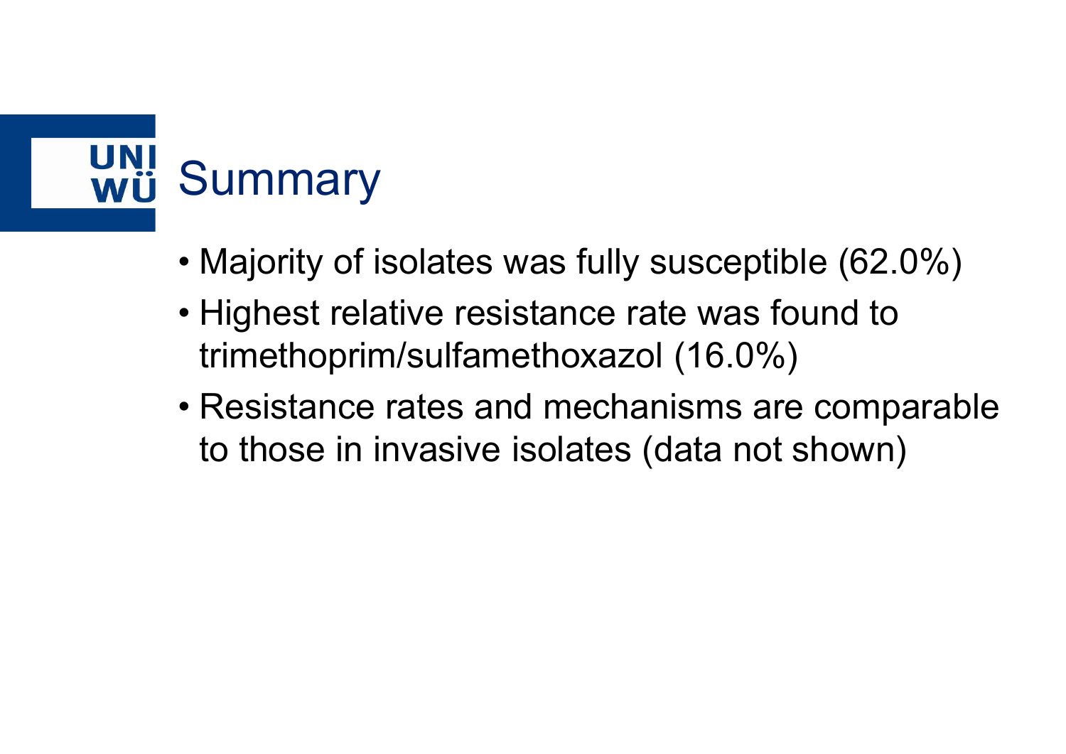# Summary

- Majority of isolates was fully susceptible (62.0%)
- Highest relative resistance rate was found to trimethoprim/sulfamethoxazol (16.0%)
- Resistance rates and mechanisms are comparable to those in invasive isolates (data not shown)